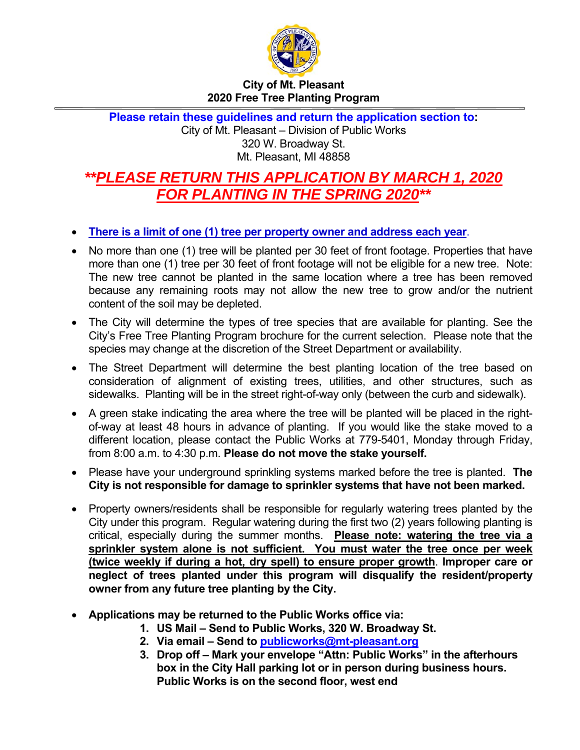# City of Mt. Pleasant
## 2020 Free Tree Planting Program

---

**Please retain these guidelines and return the application section to:**

City of Mt. Pleasant – Division of Public Works
320 W. Broadway St.
Mt. Pleasant, MI 48858

## ***\*\*PLEASE RETURN THIS APPLICATION BY MARCH 1, 2020 FOR PLANTING IN THE SPRING 2020\*\****

- **There is a limit of one (1) tree per property owner and address each year**.
- No more than one (1) tree will be planted per 30 feet of front footage. Properties that have more than one (1) tree per 30 feet of front footage will not be eligible for a new tree. Note: The new tree cannot be planted in the same location where a tree has been removed because any remaining roots may not allow the new tree to grow and/or the nutrient content of the soil may be depleted.
- The City will determine the types of tree species that are available for planting. See the City's Free Tree Planting Program brochure for the current selection. Please note that the species may change at the discretion of the Street Department or availability.
- The Street Department will determine the best planting location of the tree based on consideration of alignment of existing trees, utilities, and other structures, such as sidewalks. Planting will be in the street right-of-way only (between the curb and sidewalk).
- A green stake indicating the area where the tree will be planted will be placed in the right-of-way at least 48 hours in advance of planting. If you would like the stake moved to a different location, please contact the Public Works at 779-5401, Monday through Friday, from 8:00 a.m. to 4:30 p.m. **Please do not move the stake yourself.**
- Please have your underground sprinkling systems marked before the tree is planted. **The City is not responsible for damage to sprinkler systems that have not been marked.**
- Property owners/residents shall be responsible for regularly watering trees planted by the City under this program. Regular watering during the first two (2) years following planting is critical, especially during the summer months. **Please note: watering the tree via a sprinkler system alone is not sufficient. You must water the tree once per week (twice weekly if during a hot, dry spell) to ensure proper growth**. **Improper care or neglect of trees planted under this program will disqualify the resident/property owner from any future tree planting by the City.**
- **Applications may be returned to the Public Works office via:**
  1. **US Mail – Send to Public Works, 320 W. Broadway St.**
  2. **Via email – Send to publicworks@mt-pleasant.org**
  3. **Drop off – Mark your envelope "Attn: Public Works" in the afterhours box in the City Hall parking lot or in person during business hours. Public Works is on the second floor, west end**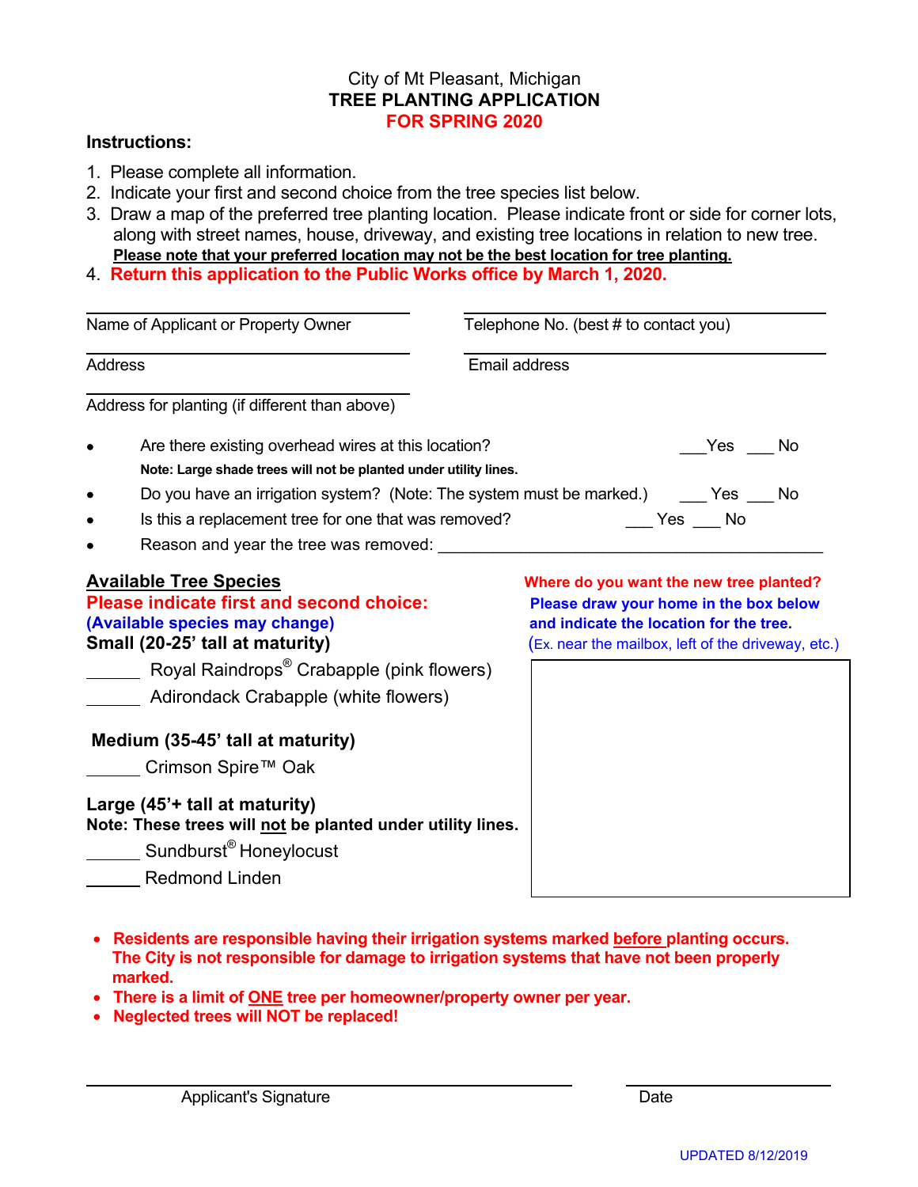City of Mt Pleasant, Michigan

# TREE PLANTING APPLICATION

## FOR SPRING 2020

**Instructions:**

1. Please complete all information.
2. Indicate your first and second choice from the tree species list below.
3. Draw a map of the preferred tree planting location. Please indicate front or side for corner lots, along with street names, house, driveway, and existing tree locations in relation to new tree. **Please note that your preferred location may not be the best location for tree planting.**
4. **Return this application to the Public Works office by March 1, 2020.**

______________________________ Name of Applicant or Property Owner

______________________________ Telephone No. (best # to contact you)

______________________________ Address

______________________________ Email address

______________________________ Address for planting (if different than above)

- Are there existing overhead wires at this location? ___Yes ___ No
  **Note: Large shade trees will not be planted under utility lines.**
- Do you have an irrigation system? (Note: The system must be marked.) ___ Yes ___ No
- Is this a replacement tree for one that was removed? ___ Yes ___ No
- Reason and year the tree was removed: ______________________________

**Available Tree Species**

**Please indicate first and second choice:**

**(Available species may change)**

**Small (20-25' tall at maturity)**

______ Royal Raindrops® Crabapple (pink flowers)

______ Adirondack Crabapple (white flowers)

**Medium (35-45' tall at maturity)**

______ Crimson Spire™ Oak

**Large (45'+ tall at maturity)**

**Note: These trees will not be planted under utility lines.**

______ Sundburst® Honeylocust

______ Redmond Linden

**Where do you want the new tree planted?**

**Please draw your home in the box below and indicate the location for the tree.**

(Ex. near the mailbox, left of the driveway, etc.)

- **Residents are responsible having their irrigation systems marked before planting occurs. The City is not responsible for damage to irrigation systems that have not been properly marked.**
- **There is a limit of ONE tree per homeowner/property owner per year.**
- **Neglected trees will NOT be replaced!**

______________________________ Applicant's Signature

______________________________ Date

UPDATED 8/12/2019